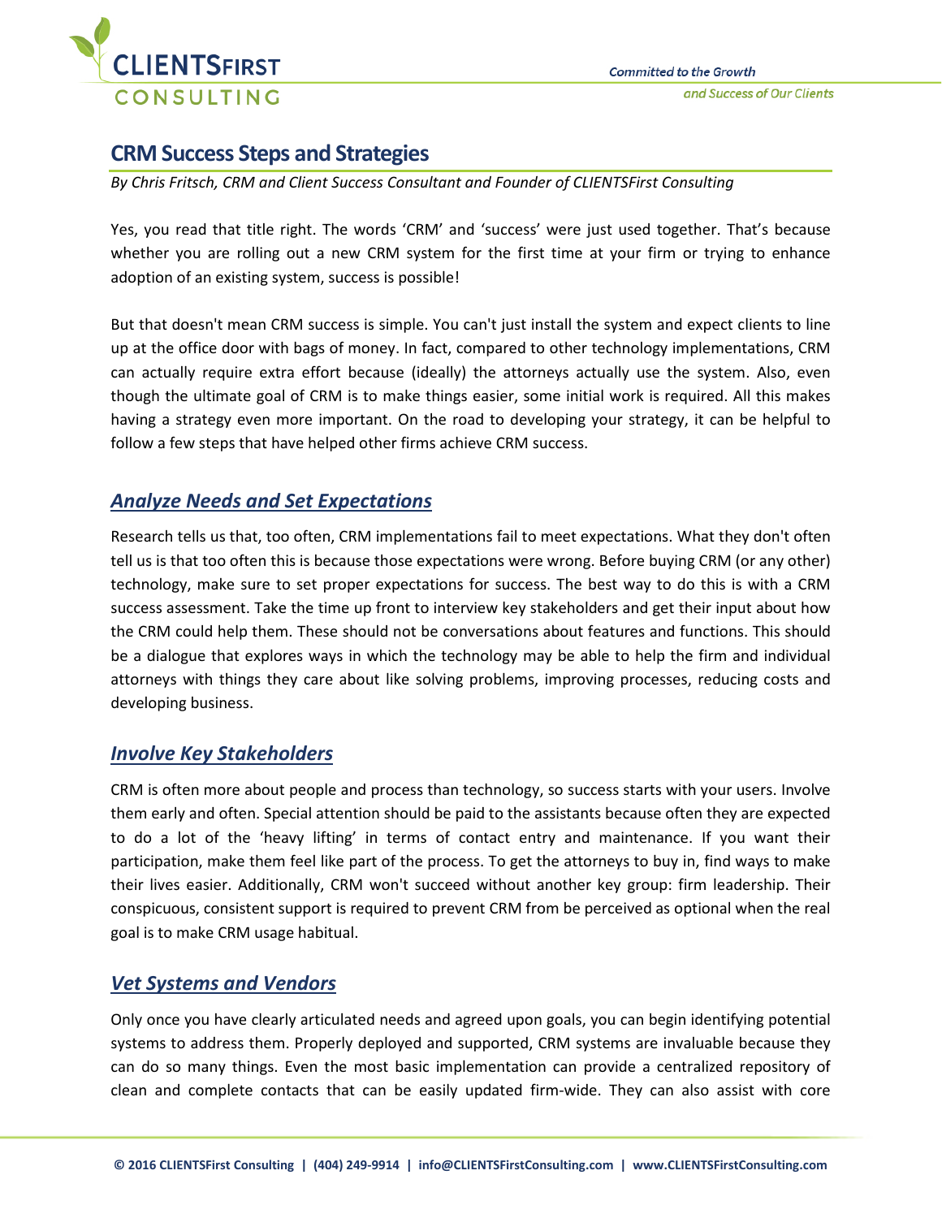# CRM Success Steps and Strategies

*By Chris Fritsch, CRM and Client Success Consultant and Founder of CLIENTSFirst Consulting*

Yes, you read that title right. The words 'CRM' and 'success' were just used together. That's because whether you are rolling out a new CRM system for the first time at your firm or trying to enhance adoption of an existing system, success is possible!

But that doesn't mean CRM success is simple. You can't just install the system and expect clients to line up at the office door with bags of money. In fact, compared to other technology implementations, CRM can actually require extra effort because (ideally) the attorneys actually use the system. Also, even though the ultimate goal of CRM is to make things easier, some initial work is required. All this makes having a strategy even more important. On the road to developing your strategy, it can be helpful to follow a few steps that have helped other firms achieve CRM success.

## *Analyze Needs and Set Expectations*

Research tells us that, too often, CRM implementations fail to meet expectations. What they don't often tell us is that too often this is because those expectations were wrong. Before buying CRM (or any other) technology, make sure to set proper expectations for success. The best way to do this is with a CRM success assessment. Take the time up front to interview key stakeholders and get their input about how the CRM could help them. These should not be conversations about features and functions. This should be a dialogue that explores ways in which the technology may be able to help the firm and individual attorneys with things they care about like solving problems, improving processes, reducing costs and developing business.

## *Involve Key Stakeholders*

CRM is often more about people and process than technology, so success starts with your users. Involve them early and often. Special attention should be paid to the assistants because often they are expected to do a lot of the 'heavy lifting' in terms of contact entry and maintenance. If you want their participation, make them feel like part of the process. To get the attorneys to buy in, find ways to make their lives easier. Additionally, CRM won't succeed without another key group: firm leadership. Their conspicuous, consistent support is required to prevent CRM from be perceived as optional when the real goal is to make CRM usage habitual.

## *Vet Systems and Vendors*

Only once you have clearly articulated needs and agreed upon goals, you can begin identifying potential systems to address them. Properly deployed and supported, CRM systems are invaluable because they can do so many things. Even the most basic implementation can provide a centralized repository of clean and complete contacts that can be easily updated firm-wide. They can also assist with core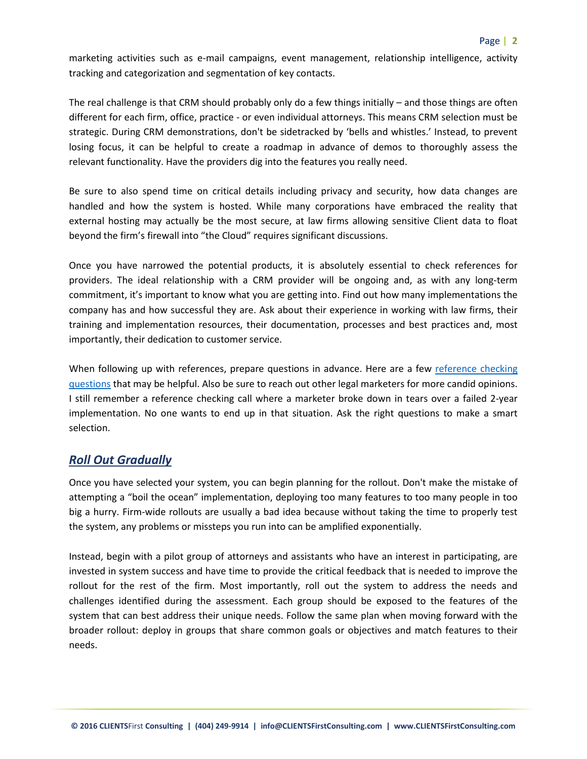marketing activities such as e-mail campaigns, event management, relationship intelligence, activity tracking and categorization and segmentation of key contacts.

The real challenge is that CRM should probably only do a few things initially – and those things are often different for each firm, office, practice - or even individual attorneys. This means CRM selection must be strategic. During CRM demonstrations, don't be sidetracked by 'bells and whistles.' Instead, to prevent losing focus, it can be helpful to create a roadmap in advance of demos to thoroughly assess the relevant functionality. Have the providers dig into the features you really need.

Be sure to also spend time on critical details including privacy and security, how data changes are handled and how the system is hosted. While many corporations have embraced the reality that external hosting may actually be the most secure, at law firms allowing sensitive Client data to float beyond the firm's firewall into "the Cloud" requires significant discussions.

Once you have narrowed the potential products, it is absolutely essential to check references for providers. The ideal relationship with a CRM provider will be ongoing and, as with any long-term commitment, it's important to know what you are getting into. Find out how many implementations the company has and how successful they are. Ask about their experience in working with law firms, their training and implementation resources, their documentation, processes and best practices and, most importantly, their dedication to customer service.

When following up with references, prepare questions in advance. Here are a few reference checking questions that may be helpful. Also be sure to reach out other legal marketers for more candid opinions. I still remember a reference checking call where a marketer broke down in tears over a failed 2-year implementation. No one wants to end up in that situation. Ask the right questions to make a smart selection.

## ***Roll Out Gradually***

Once you have selected your system, you can begin planning for the rollout. Don't make the mistake of attempting a "boil the ocean" implementation, deploying too many features to too many people in too big a hurry. Firm-wide rollouts are usually a bad idea because without taking the time to properly test the system, any problems or missteps you run into can be amplified exponentially.

Instead, begin with a pilot group of attorneys and assistants who have an interest in participating, are invested in system success and have time to provide the critical feedback that is needed to improve the rollout for the rest of the firm. Most importantly, roll out the system to address the needs and challenges identified during the assessment. Each group should be exposed to the features of the system that can best address their unique needs. Follow the same plan when moving forward with the broader rollout: deploy in groups that share common goals or objectives and match features to their needs.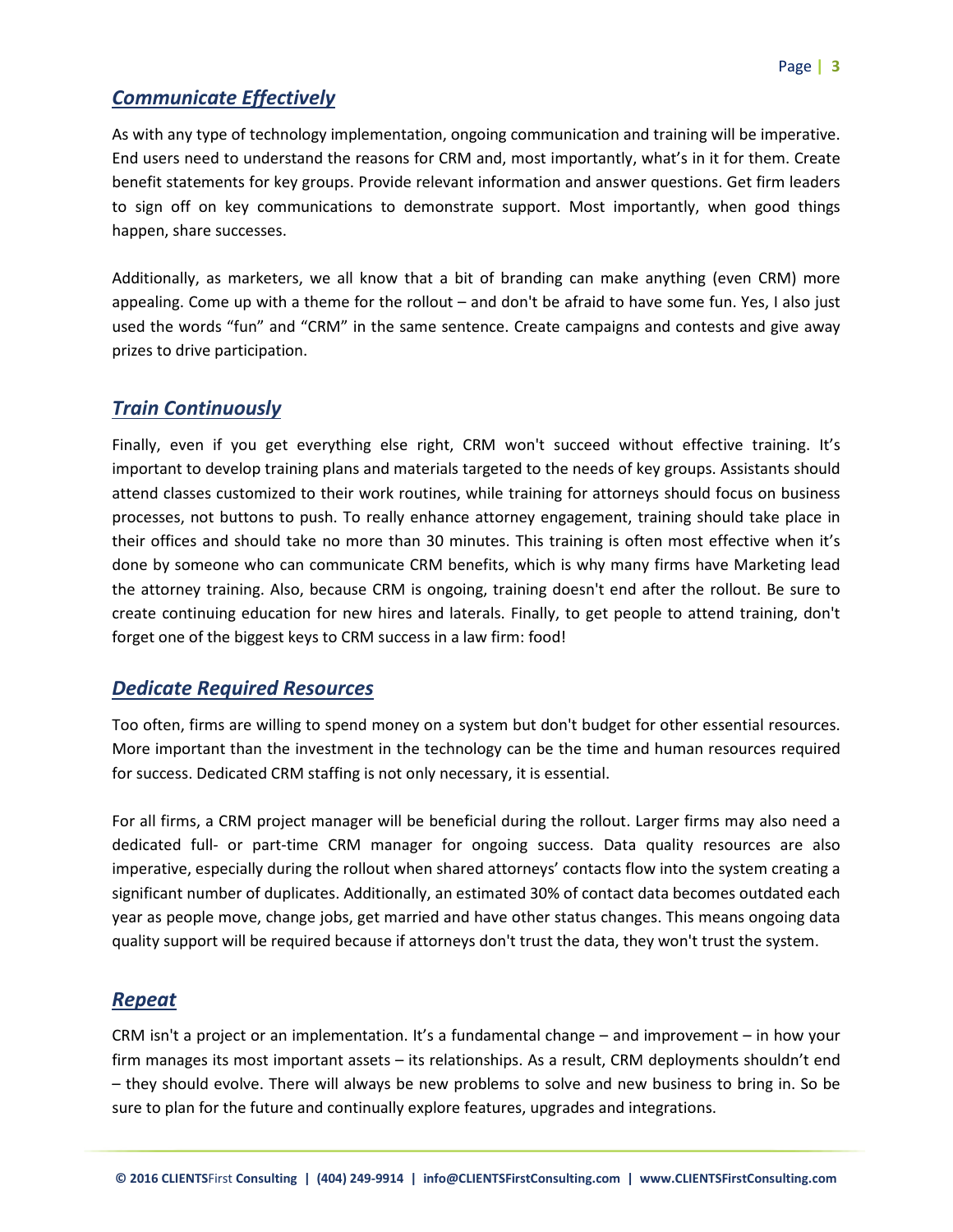## ***Communicate Effectively***

As with any type of technology implementation, ongoing communication and training will be imperative. End users need to understand the reasons for CRM and, most importantly, what's in it for them. Create benefit statements for key groups. Provide relevant information and answer questions. Get firm leaders to sign off on key communications to demonstrate support. Most importantly, when good things happen, share successes.

Additionally, as marketers, we all know that a bit of branding can make anything (even CRM) more appealing. Come up with a theme for the rollout – and don't be afraid to have some fun. Yes, I also just used the words "fun" and "CRM" in the same sentence. Create campaigns and contests and give away prizes to drive participation.

## ***Train Continuously***

Finally, even if you get everything else right, CRM won't succeed without effective training. It's important to develop training plans and materials targeted to the needs of key groups. Assistants should attend classes customized to their work routines, while training for attorneys should focus on business processes, not buttons to push. To really enhance attorney engagement, training should take place in their offices and should take no more than 30 minutes. This training is often most effective when it's done by someone who can communicate CRM benefits, which is why many firms have Marketing lead the attorney training. Also, because CRM is ongoing, training doesn't end after the rollout. Be sure to create continuing education for new hires and laterals. Finally, to get people to attend training, don't forget one of the biggest keys to CRM success in a law firm: food!

## ***Dedicate Required Resources***

Too often, firms are willing to spend money on a system but don't budget for other essential resources. More important than the investment in the technology can be the time and human resources required for success. Dedicated CRM staffing is not only necessary, it is essential.

For all firms, a CRM project manager will be beneficial during the rollout. Larger firms may also need a dedicated full- or part-time CRM manager for ongoing success. Data quality resources are also imperative, especially during the rollout when shared attorneys' contacts flow into the system creating a significant number of duplicates. Additionally, an estimated 30% of contact data becomes outdated each year as people move, change jobs, get married and have other status changes. This means ongoing data quality support will be required because if attorneys don't trust the data, they won't trust the system.

## ***Repeat***

CRM isn't a project or an implementation. It's a fundamental change – and improvement – in how your firm manages its most important assets – its relationships. As a result, CRM deployments shouldn't end – they should evolve. There will always be new problems to solve and new business to bring in. So be sure to plan for the future and continually explore features, upgrades and integrations.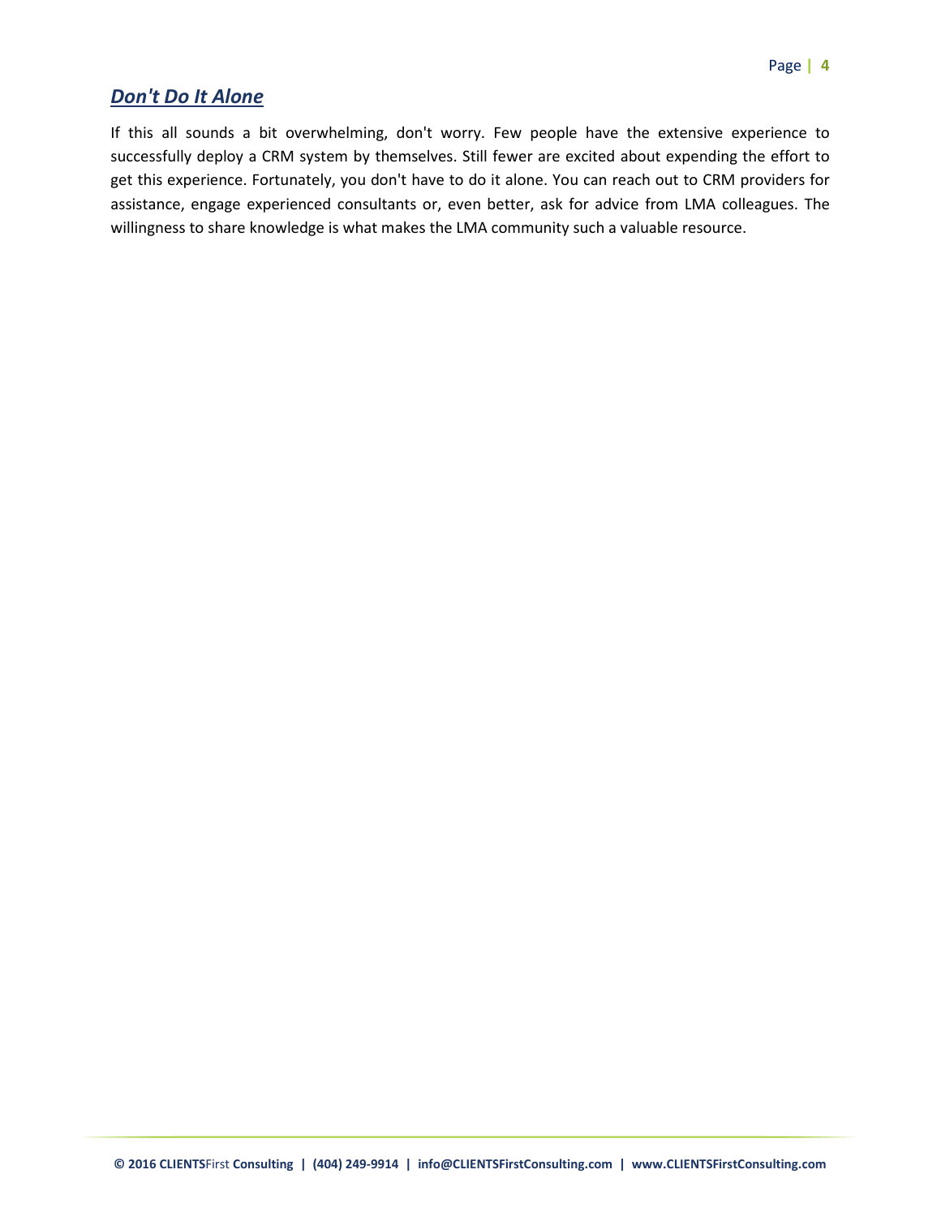## ***Don't Do It Alone***

If this all sounds a bit overwhelming, don't worry. Few people have the extensive experience to successfully deploy a CRM system by themselves. Still fewer are excited about expending the effort to get this experience. Fortunately, you don't have to do it alone. You can reach out to CRM providers for assistance, engage experienced consultants or, even better, ask for advice from LMA colleagues. The willingness to share knowledge is what makes the LMA community such a valuable resource.